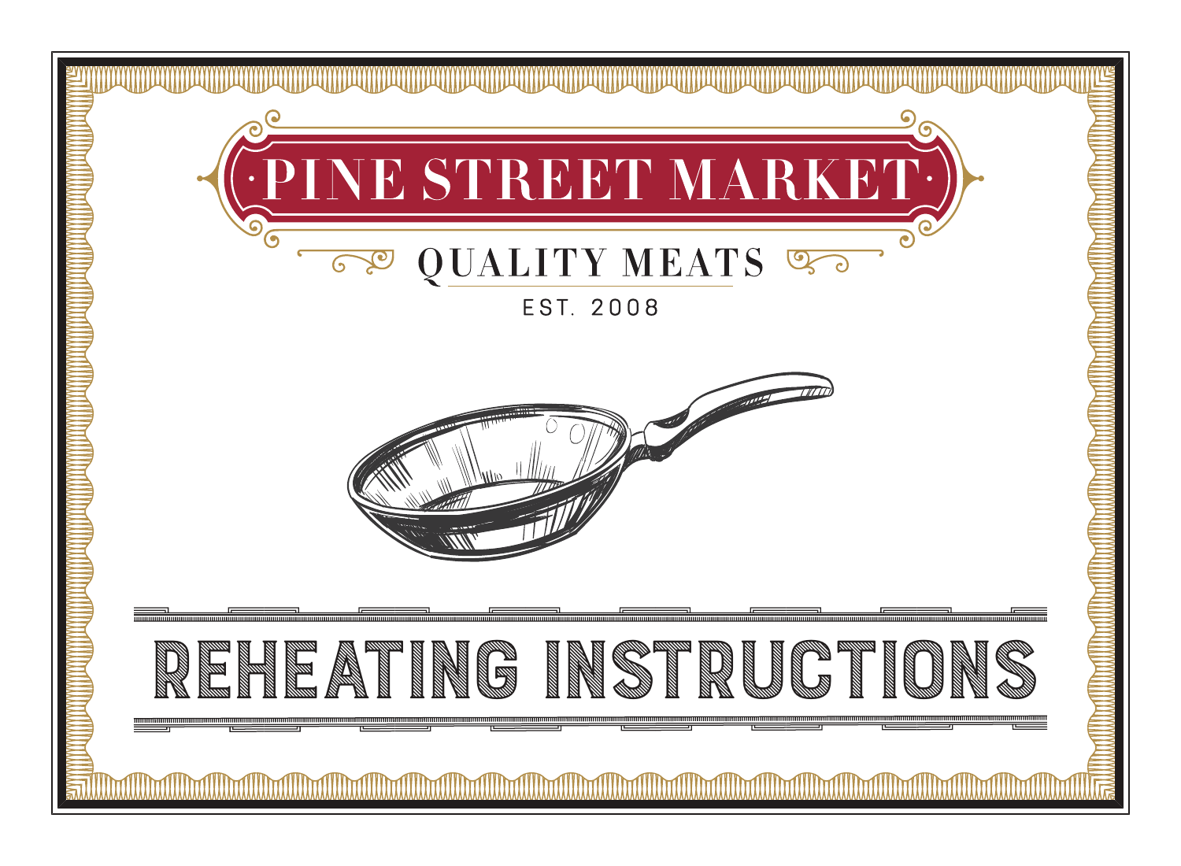# ·PINE STREET MARKET·

## QUALITY MEATS

EST. 2008

# REHEATING INSTRUCTIONS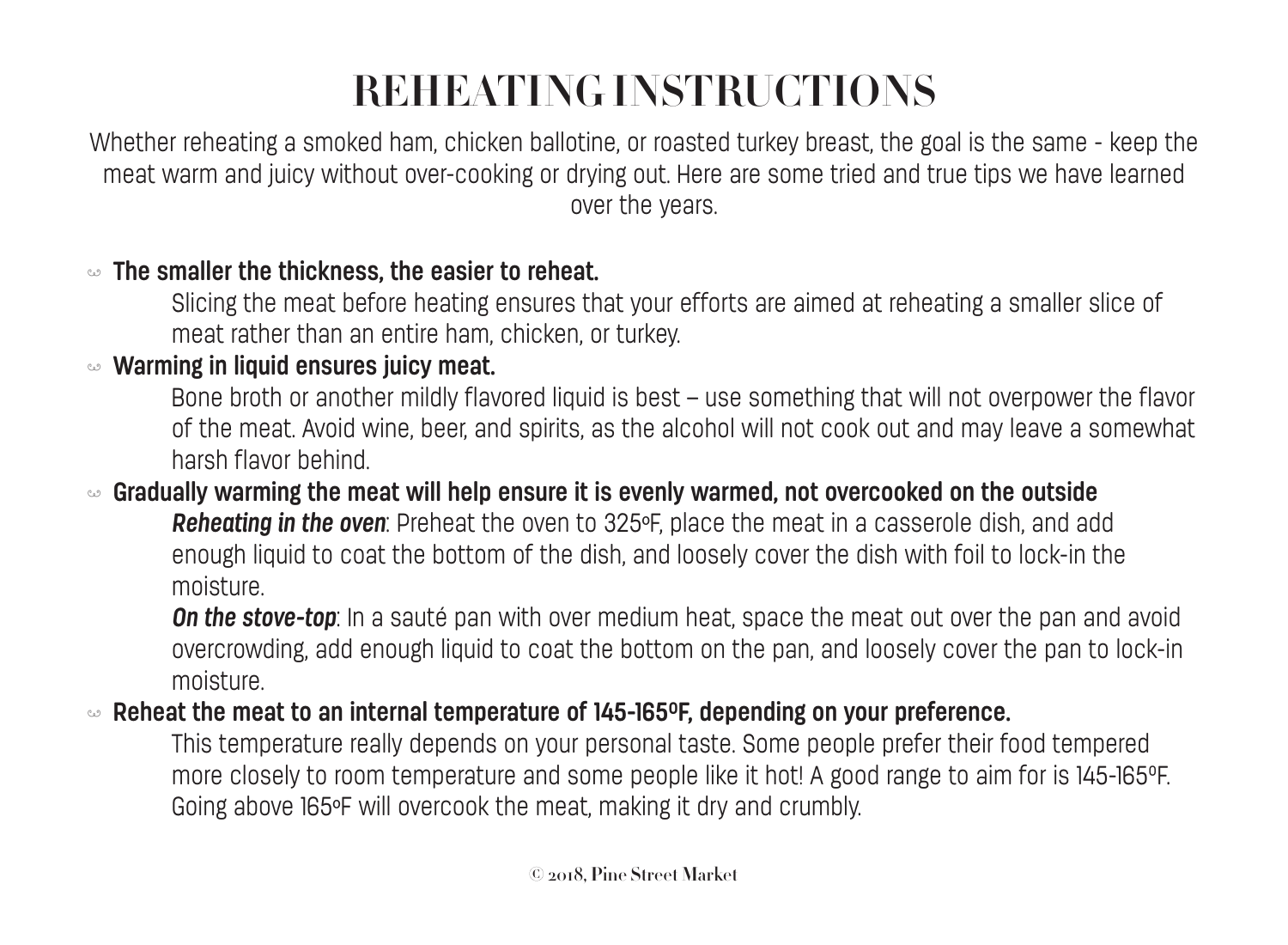# REHEATING INSTRUCTIONS

Whether reheating a smoked ham, chicken ballotine, or roasted turkey breast, the goal is the same - keep the meat warm and juicy without over-cooking or drying out. Here are some tried and true tips we have learned over the years.

- **The smaller the thickness, the easier to reheat.**

  Slicing the meat before heating ensures that your efforts are aimed at reheating a smaller slice of meat rather than an entire ham, chicken, or turkey.

- **Warming in liquid ensures juicy meat.**

  Bone broth or another mildly flavored liquid is best – use something that will not overpower the flavor of the meat. Avoid wine, beer, and spirits, as the alcohol will not cook out and may leave a somewhat harsh flavor behind.

- **Gradually warming the meat will help ensure it is evenly warmed, not overcooked on the outside**

  ***Reheating in the oven***: Preheat the oven to 325ºF, place the meat in a casserole dish, and add enough liquid to coat the bottom of the dish, and loosely cover the dish with foil to lock-in the moisture.

  ***On the stove-top***: In a sauté pan with over medium heat, space the meat out over the pan and avoid overcrowding, add enough liquid to coat the bottom on the pan, and loosely cover the pan to lock-in moisture.

- **Reheat the meat to an internal temperature of 145-165ºF, depending on your preference.**

  This temperature really depends on your personal taste. Some people prefer their food tempered more closely to room temperature and some people like it hot! A good range to aim for is 145-165ºF. Going above 165ºF will overcook the meat, making it dry and crumbly.

© 2018, Pine Street Market